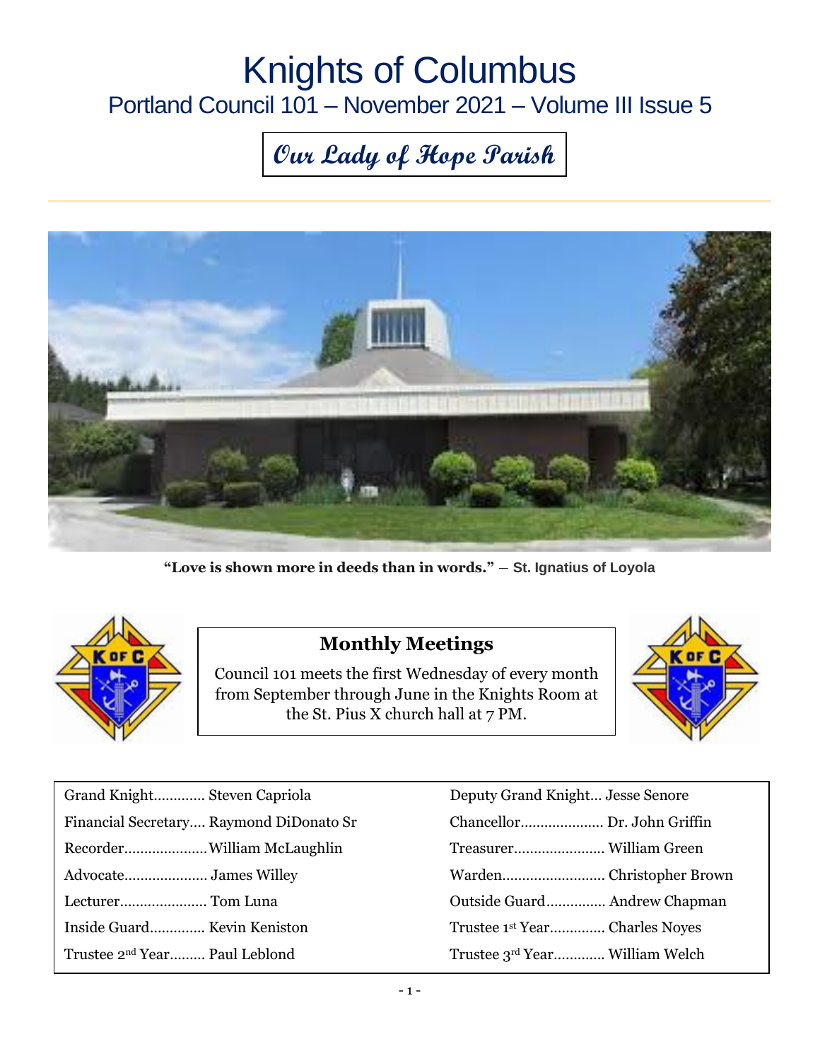# Knights of Columbus

## Portland Council 101 – November 2021 – Volume III Issue 5

**Our Lady of Hope Parish**

**"Love is shown more in deeds than in words."** – **St. Ignatius of Loyola**

### Monthly Meetings

Council 101 meets the first Wednesday of every month from September through June in the Knights Room at the St. Pius X church hall at 7 PM.

| | |
|---|---|
| Grand Knight............. Steven Capriola | Deputy Grand Knight... Jesse Senore |
| Financial Secretary.... Raymond DiDonato Sr | Chancellor..................... Dr. John Griffin |
| Recorder.....................William McLaughlin | Treasurer....................... William Green |
| Advocate..................... James Willey | Warden.......................... Christopher Brown |
| Lecturer...................... Tom Luna | Outside Guard............... Andrew Chapman |
| Inside Guard.............. Kevin Keniston | Trustee 1st Year.............. Charles Noyes |
| Trustee 2nd Year......... Paul Leblond | Trustee 3rd Year............. William Welch |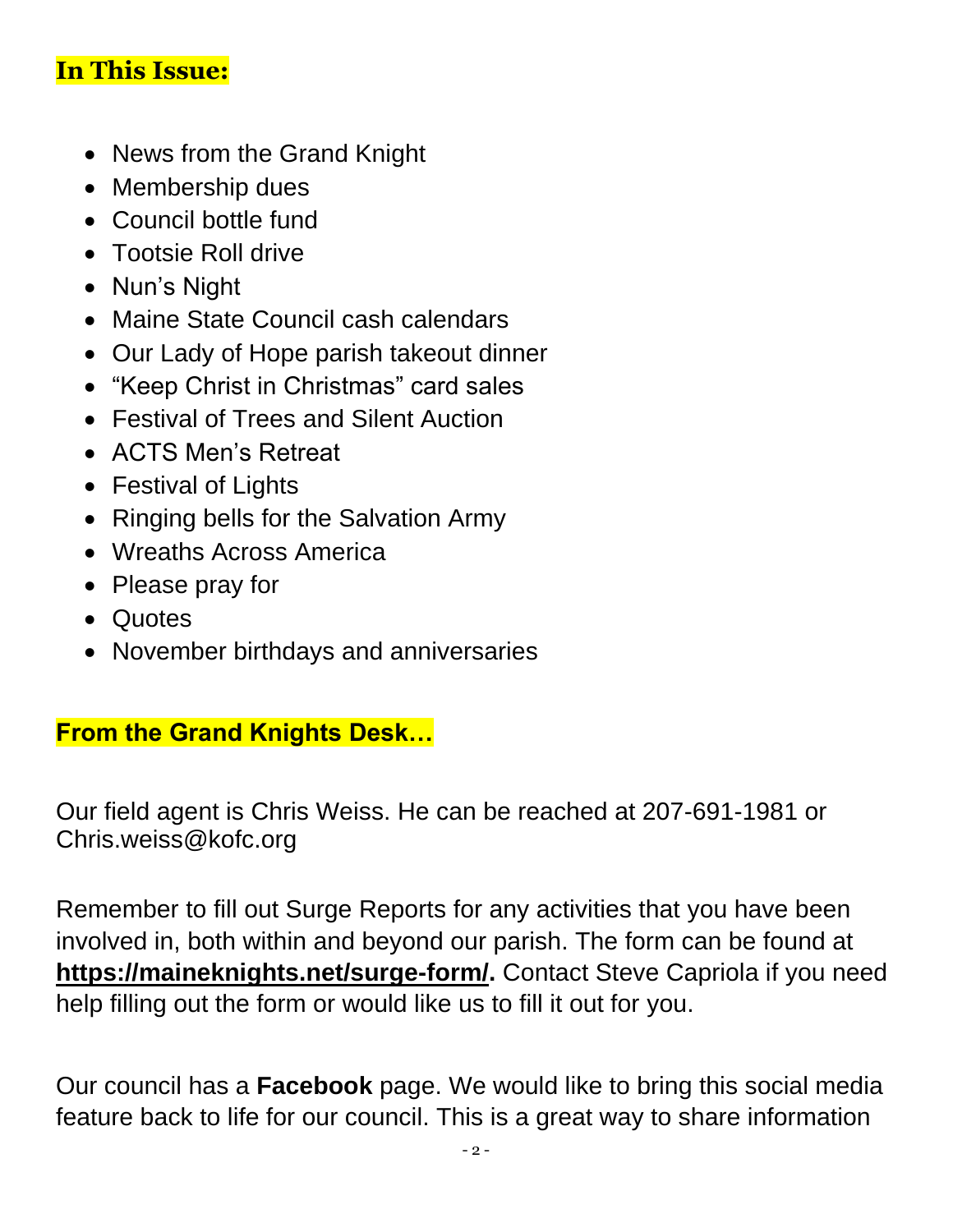## In This Issue:

- News from the Grand Knight
- Membership dues
- Council bottle fund
- Tootsie Roll drive
- Nun's Night
- Maine State Council cash calendars
- Our Lady of Hope parish takeout dinner
- "Keep Christ in Christmas" card sales
- Festival of Trees and Silent Auction
- ACTS Men's Retreat
- Festival of Lights
- Ringing bells for the Salvation Army
- Wreaths Across America
- Please pray for
- Quotes
- November birthdays and anniversaries

## From the Grand Knights Desk…

Our field agent is Chris Weiss. He can be reached at 207-691-1981 or Chris.weiss@kofc.org

Remember to fill out Surge Reports for any activities that you have been involved in, both within and beyond our parish. The form can be found at **https://maineknights.net/surge-form/.** Contact Steve Capriola if you need help filling out the form or would like us to fill it out for you.

Our council has a **Facebook** page. We would like to bring this social media feature back to life for our council. This is a great way to share information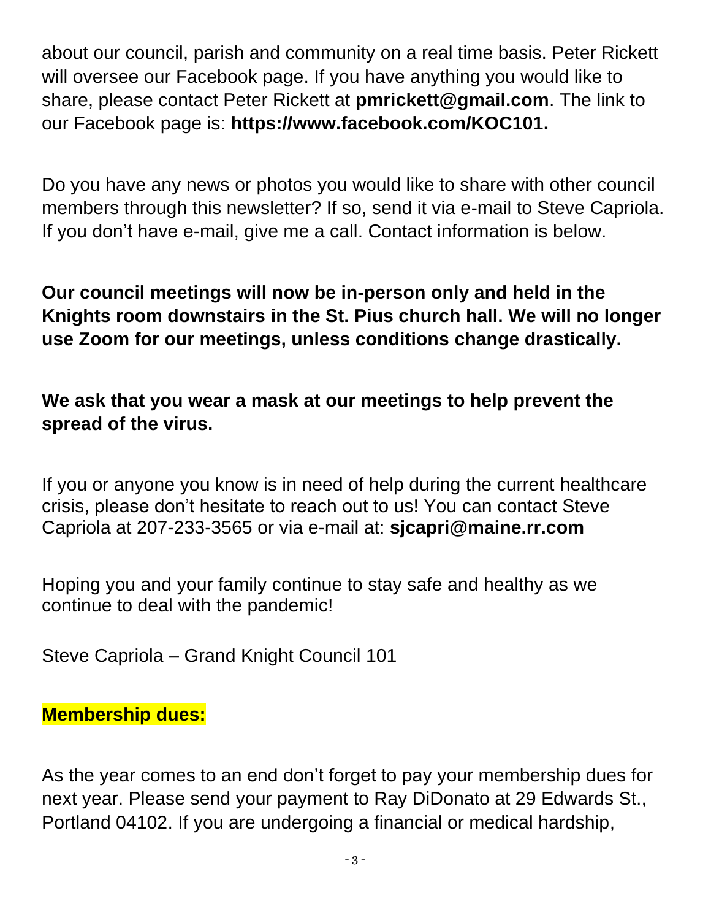about our council, parish and community on a real time basis. Peter Rickett will oversee our Facebook page. If you have anything you would like to share, please contact Peter Rickett at **pmrickett@gmail.com**. The link to our Facebook page is: **https://www.facebook.com/KOC101.**

Do you have any news or photos you would like to share with other council members through this newsletter? If so, send it via e-mail to Steve Capriola. If you don't have e-mail, give me a call. Contact information is below.

**Our council meetings will now be in-person only and held in the Knights room downstairs in the St. Pius church hall. We will no longer use Zoom for our meetings, unless conditions change drastically.**

**We ask that you wear a mask at our meetings to help prevent the spread of the virus.**

If you or anyone you know is in need of help during the current healthcare crisis, please don't hesitate to reach out to us! You can contact Steve Capriola at 207-233-3565 or via e-mail at: **sjcapri@maine.rr.com**

Hoping you and your family continue to stay safe and healthy as we continue to deal with the pandemic!

Steve Capriola – Grand Knight Council 101

**Membership dues:**

As the year comes to an end don't forget to pay your membership dues for next year. Please send your payment to Ray DiDonato at 29 Edwards St., Portland 04102. If you are undergoing a financial or medical hardship,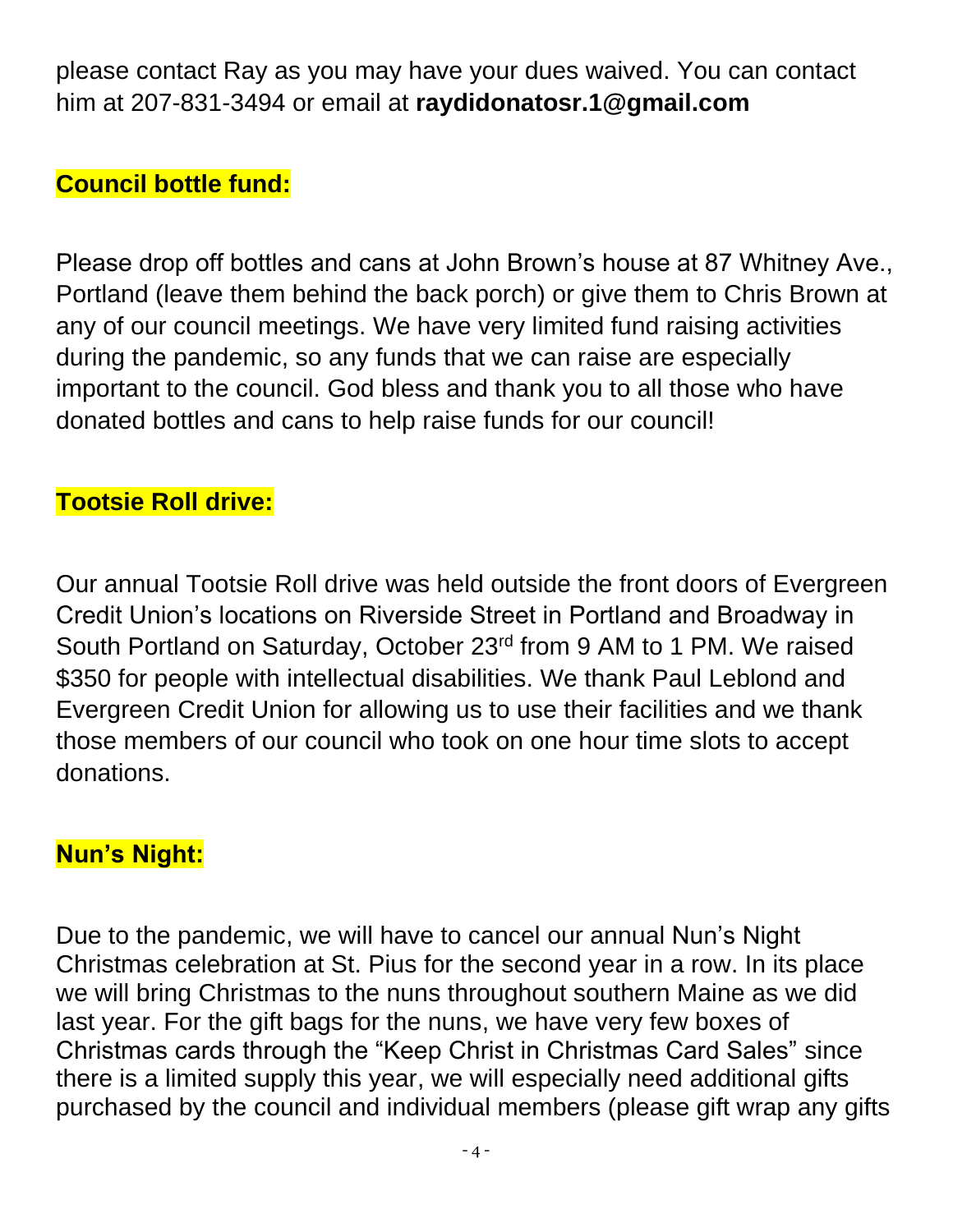please contact Ray as you may have your dues waived. You can contact him at 207-831-3494 or email at **raydidonatosr.1@gmail.com**

## Council bottle fund:

Please drop off bottles and cans at John Brown's house at 87 Whitney Ave., Portland (leave them behind the back porch) or give them to Chris Brown at any of our council meetings. We have very limited fund raising activities during the pandemic, so any funds that we can raise are especially important to the council. God bless and thank you to all those who have donated bottles and cans to help raise funds for our council!

## Tootsie Roll drive:

Our annual Tootsie Roll drive was held outside the front doors of Evergreen Credit Union's locations on Riverside Street in Portland and Broadway in South Portland on Saturday, October 23rd from 9 AM to 1 PM. We raised $350 for people with intellectual disabilities. We thank Paul Leblond and Evergreen Credit Union for allowing us to use their facilities and we thank those members of our council who took on one hour time slots to accept donations.

## Nun's Night:

Due to the pandemic, we will have to cancel our annual Nun's Night Christmas celebration at St. Pius for the second year in a row. In its place we will bring Christmas to the nuns throughout southern Maine as we did last year. For the gift bags for the nuns, we have very few boxes of Christmas cards through the "Keep Christ in Christmas Card Sales" since there is a limited supply this year, we will especially need additional gifts purchased by the council and individual members (please gift wrap any gifts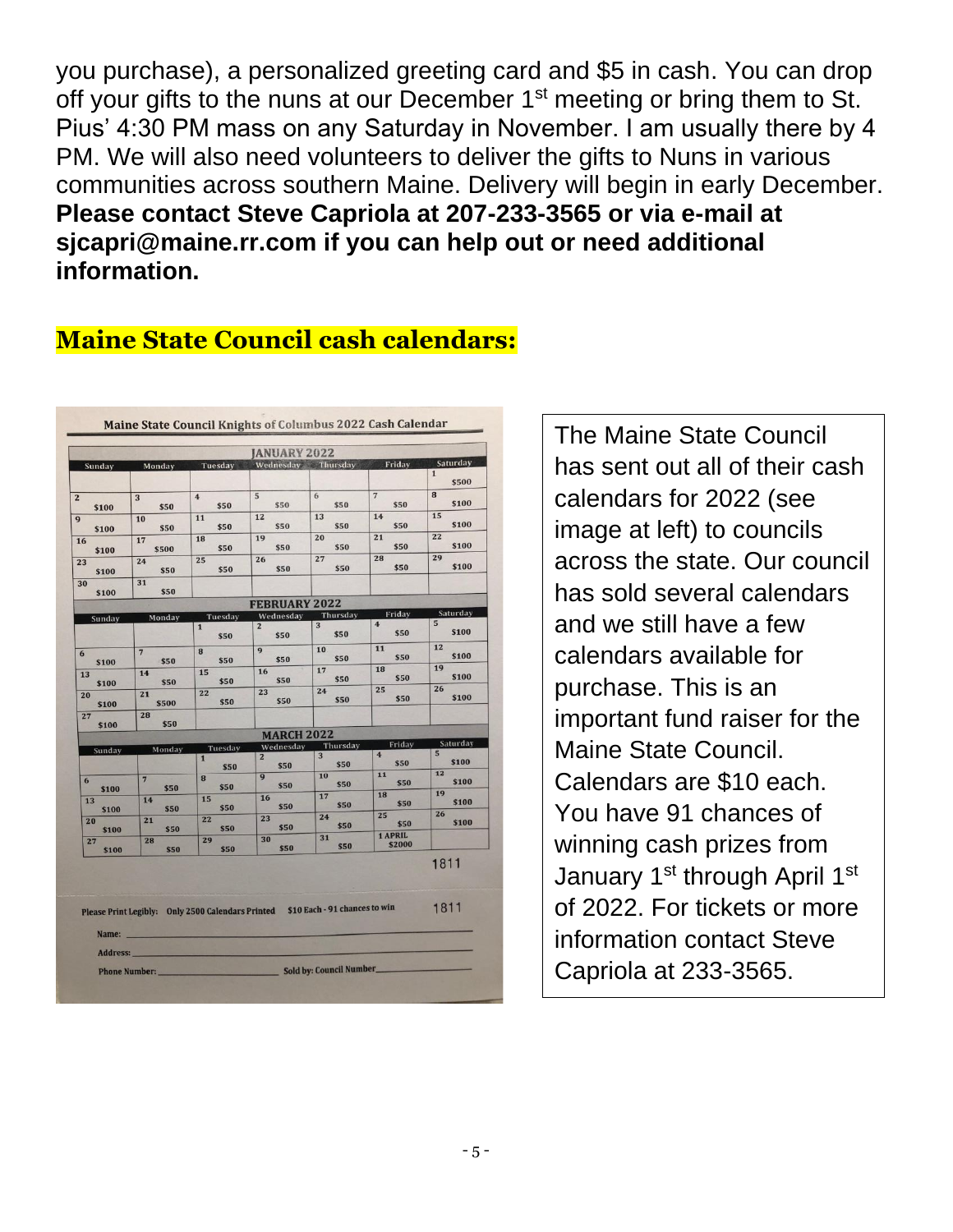you purchase), a personalized greeting card and $5 in cash. You can drop off your gifts to the nuns at our December 1st meeting or bring them to St. Pius' 4:30 PM mass on any Saturday in November. I am usually there by 4 PM. We will also need volunteers to deliver the gifts to Nuns in various communities across southern Maine. Delivery will begin in early December. **Please contact Steve Capriola at 207-233-3565 or via e-mail at sjcapri@maine.rr.com if you can help out or need additional information.**

## Maine State Council cash calendars:

**Maine State Council Knights of Columbus 2022 Cash Calendar**

**JANUARY 2022**

| Sunday | Monday | Tuesday | Wednesday | Thursday | Friday | Saturday |
|---|---|---|---|---|---|---|
| | | | | | | 1 $500 |
| 2 $100 | 3 $50 | 4 $50 | 5 $50 | 6 $50 | 7 $50 | 8 $100 |
| 9 $100 | 10 $50 | 11 $50 | 12 $50 | 13 $50 | 14 $50 | 15 $100 |
| 16 $100 | 17 $500 | 18 $50 | 19 $50 | 20 $50 | 21 $50 | 22 $100 |
| 23 $100 | 24 $50 | 25 $50 | 26 $50 | 27 $50 | 28 $50 | 29 $100 |
| 30 $100 | 31 $50 | | | | | |

**FEBRUARY 2022**

| Sunday | Monday | Tuesday | Wednesday | Thursday | Friday | Saturday |
|---|---|---|---|---|---|---|
| | | 1 $50 | 2 $50 | 3 $50 | 4 $50 | 5 $100 |
| 6 $100 | 7 $50 | 8 $50 | 9 $50 | 10 $50 | 11 $50 | 12 $100 |
| 13 $100 | 14 $50 | 15 $50 | 16 $50 | 17 $50 | 18 $50 | 19 $100 |
| 20 $100 | 21 $500 | 22 $50 | 23 $50 | 24 $50 | 25 $50 | 26 $100 |
| 27 $100 | 28 $50 | | | | | |

**MARCH 2022**

| Sunday | Monday | Tuesday | Wednesday | Thursday | Friday | Saturday |
|---|---|---|---|---|---|---|
| | | 1 $50 | 2 $50 | 3 $50 | 4 $50 | 5 $100 |
| 6 $100 | 7 $50 | 8 $50 | 9 $50 | 10 $50 | 11 $50 | 12 $100 |
| 13 $100 | 14 $50 | 15 $50 | 16 $50 | 17 $50 | 18 $50 | 19 $100 |
| 20 $100 | 21 $50 | 22 $50 | 23 $50 | 24 $50 | 25 $50 | 26 $100 |
| 27 $100 | 28 $50 | 29 $50 | 30 $50 | 31 $50 | 1 APRIL $2000 | |

1811

Please Print Legibly: Only 2500 Calendars Printed $10 Each - 91 chances to win 1811

Name: ______

Address: ______

Phone Number: ______ Sold by: Council Number ______

The Maine State Council has sent out all of their cash calendars for 2022 (see image at left) to councils across the state. Our council has sold several calendars and we still have a few calendars available for purchase. This is an important fund raiser for the Maine State Council. Calendars are $10 each. You have 91 chances of winning cash prizes from January 1st through April 1st of 2022. For tickets or more information contact Steve Capriola at 233-3565.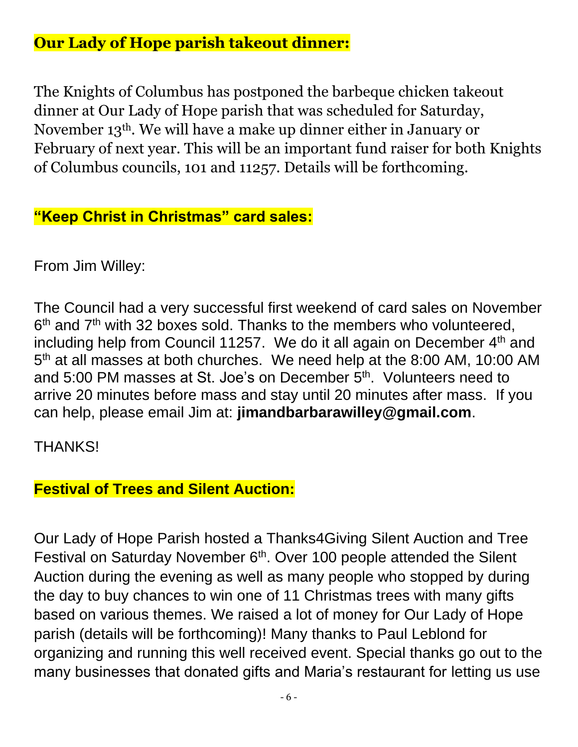## Our Lady of Hope parish takeout dinner:

The Knights of Columbus has postponed the barbeque chicken takeout dinner at Our Lady of Hope parish that was scheduled for Saturday, November 13th. We will have a make up dinner either in January or February of next year. This will be an important fund raiser for both Knights of Columbus councils, 101 and 11257. Details will be forthcoming.

## "Keep Christ in Christmas" card sales:

From Jim Willey:

The Council had a very successful first weekend of card sales on November 6th and 7th with 32 boxes sold. Thanks to the members who volunteered, including help from Council 11257. We do it all again on December 4th and 5th at all masses at both churches. We need help at the 8:00 AM, 10:00 AM and 5:00 PM masses at St. Joe's on December 5th. Volunteers need to arrive 20 minutes before mass and stay until 20 minutes after mass. If you can help, please email Jim at: **jimandbarbarawilley@gmail.com**.

THANKS!

## Festival of Trees and Silent Auction:

Our Lady of Hope Parish hosted a Thanks4Giving Silent Auction and Tree Festival on Saturday November 6th. Over 100 people attended the Silent Auction during the evening as well as many people who stopped by during the day to buy chances to win one of 11 Christmas trees with many gifts based on various themes. We raised a lot of money for Our Lady of Hope parish (details will be forthcoming)! Many thanks to Paul Leblond for organizing and running this well received event. Special thanks go out to the many businesses that donated gifts and Maria's restaurant for letting us use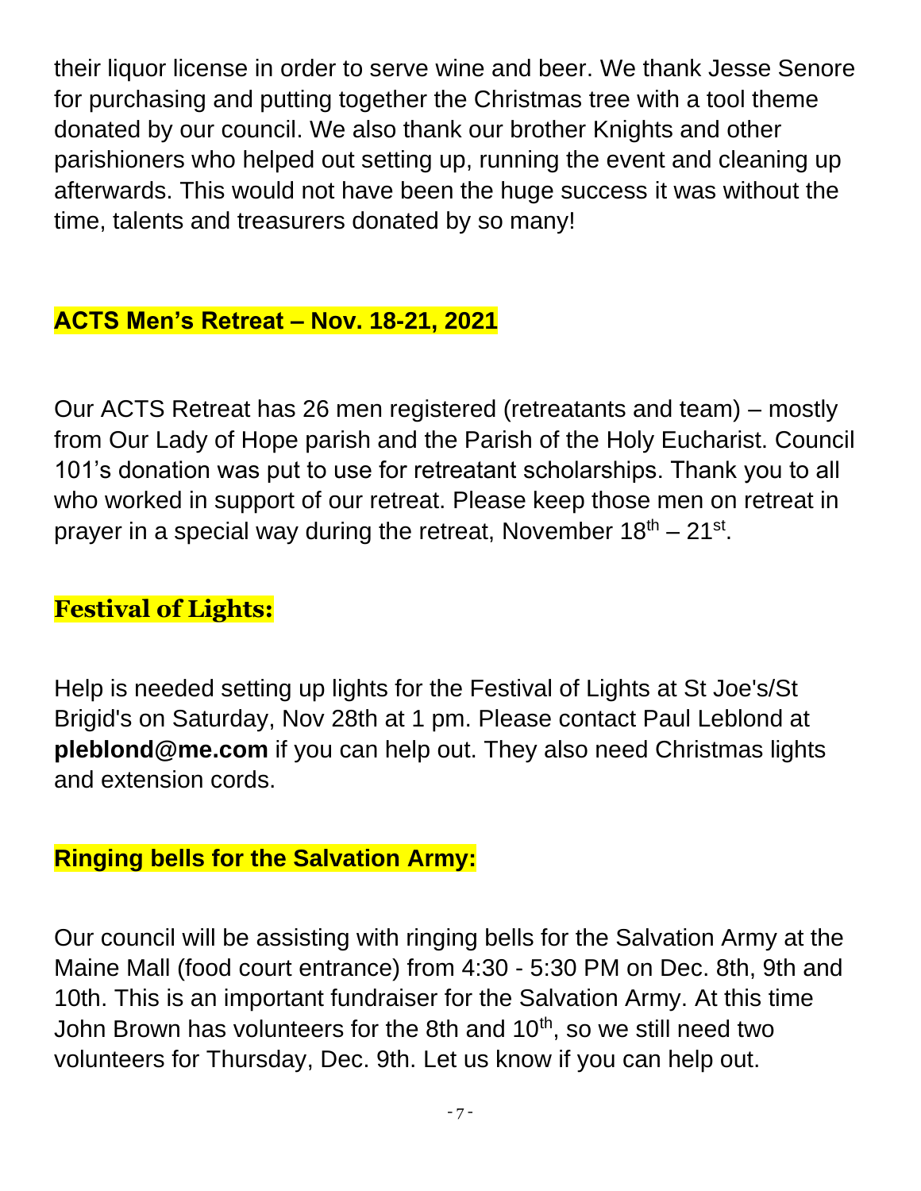their liquor license in order to serve wine and beer. We thank Jesse Senore for purchasing and putting together the Christmas tree with a tool theme donated by our council. We also thank our brother Knights and other parishioners who helped out setting up, running the event and cleaning up afterwards. This would not have been the huge success it was without the time, talents and treasurers donated by so many!

## ACTS Men's Retreat – Nov. 18-21, 2021

Our ACTS Retreat has 26 men registered (retreatants and team) – mostly from Our Lady of Hope parish and the Parish of the Holy Eucharist. Council 101's donation was put to use for retreatant scholarships. Thank you to all who worked in support of our retreat. Please keep those men on retreat in prayer in a special way during the retreat, November 18th – 21st.

## Festival of Lights:

Help is needed setting up lights for the Festival of Lights at St Joe's/St Brigid's on Saturday, Nov 28th at 1 pm. Please contact Paul Leblond at **pleblond@me.com** if you can help out. They also need Christmas lights and extension cords.

## Ringing bells for the Salvation Army:

Our council will be assisting with ringing bells for the Salvation Army at the Maine Mall (food court entrance) from 4:30 - 5:30 PM on Dec. 8th, 9th and 10th. This is an important fundraiser for the Salvation Army. At this time John Brown has volunteers for the 8th and 10th, so we still need two volunteers for Thursday, Dec. 9th. Let us know if you can help out.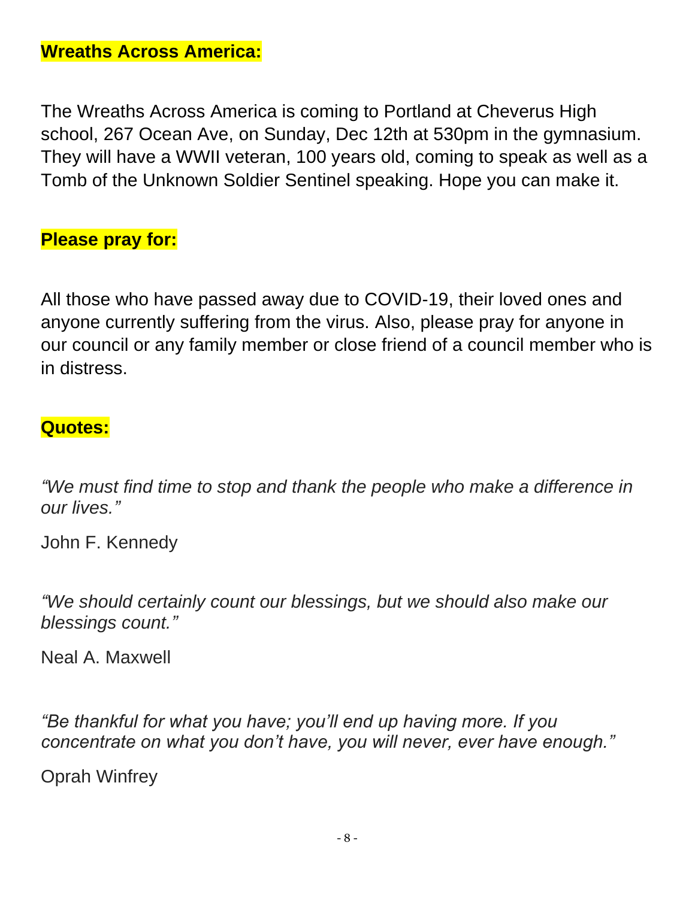**Wreaths Across America:**

The Wreaths Across America is coming to Portland at Cheverus High school, 267 Ocean Ave, on Sunday, Dec 12th at 530pm in the gymnasium. They will have a WWII veteran, 100 years old, coming to speak as well as a Tomb of the Unknown Soldier Sentinel speaking. Hope you can make it.

**Please pray for:**

All those who have passed away due to COVID-19, their loved ones and anyone currently suffering from the virus. Also, please pray for anyone in our council or any family member or close friend of a council member who is in distress.

**Quotes:**

*"We must find time to stop and thank the people who make a difference in our lives."*

John F. Kennedy

*"We should certainly count our blessings, but we should also make our blessings count."*

Neal A. Maxwell

*"Be thankful for what you have; you'll end up having more. If you concentrate on what you don't have, you will never, ever have enough."*

Oprah Winfrey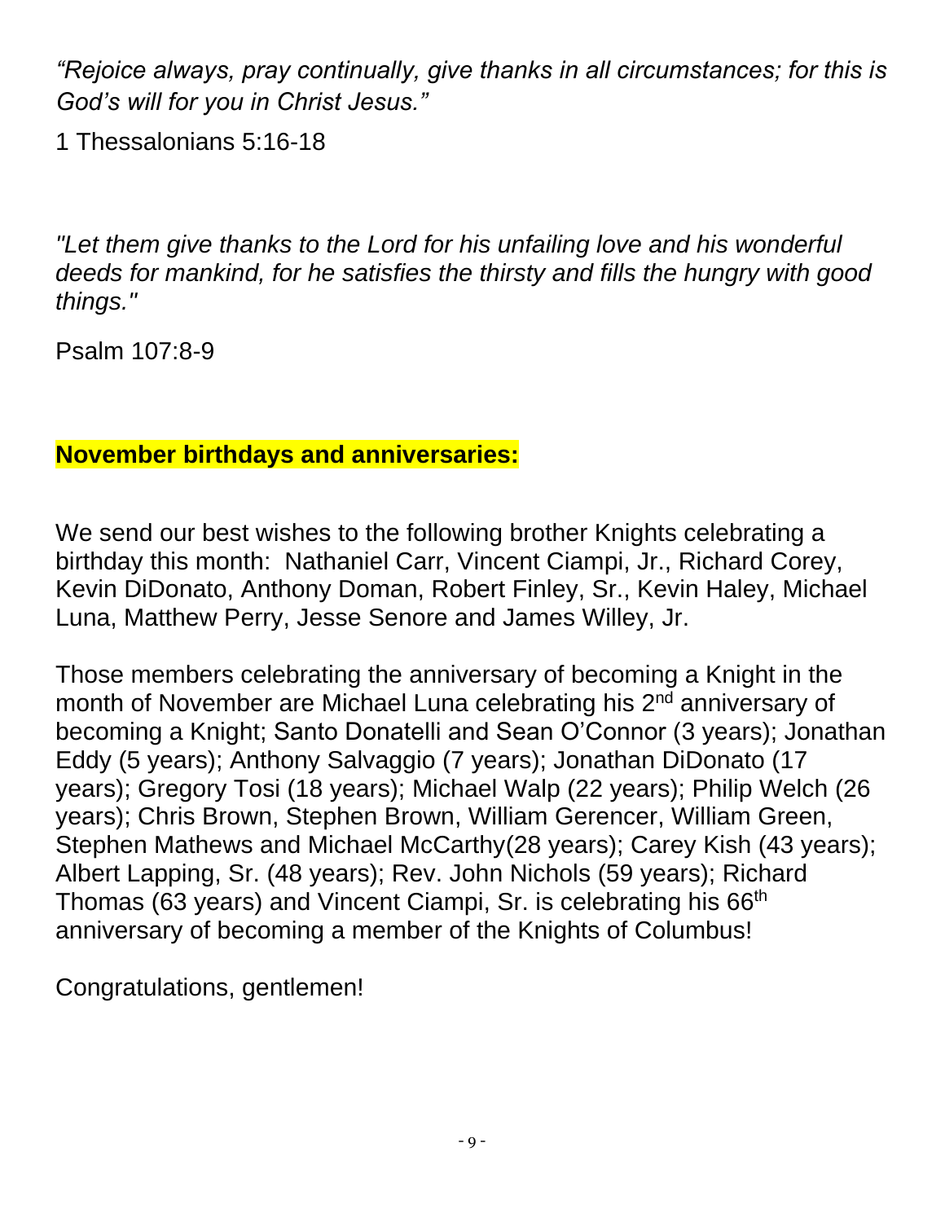*“Rejoice always, pray continually, give thanks in all circumstances; for this is God’s will for you in Christ Jesus.”*

1 Thessalonians 5:16-18

*"Let them give thanks to the Lord for his unfailing love and his wonderful deeds for mankind, for he satisfies the thirsty and fills the hungry with good things."*

Psalm 107:8-9

**November birthdays and anniversaries:**

We send our best wishes to the following brother Knights celebrating a birthday this month: Nathaniel Carr, Vincent Ciampi, Jr., Richard Corey, Kevin DiDonato, Anthony Doman, Robert Finley, Sr., Kevin Haley, Michael Luna, Matthew Perry, Jesse Senore and James Willey, Jr.

Those members celebrating the anniversary of becoming a Knight in the month of November are Michael Luna celebrating his 2nd anniversary of becoming a Knight; Santo Donatelli and Sean O’Connor (3 years); Jonathan Eddy (5 years); Anthony Salvaggio (7 years); Jonathan DiDonato (17 years); Gregory Tosi (18 years); Michael Walp (22 years); Philip Welch (26 years); Chris Brown, Stephen Brown, William Gerencer, William Green, Stephen Mathews and Michael McCarthy(28 years); Carey Kish (43 years); Albert Lapping, Sr. (48 years); Rev. John Nichols (59 years); Richard Thomas (63 years) and Vincent Ciampi, Sr. is celebrating his 66th anniversary of becoming a member of the Knights of Columbus!

Congratulations, gentlemen!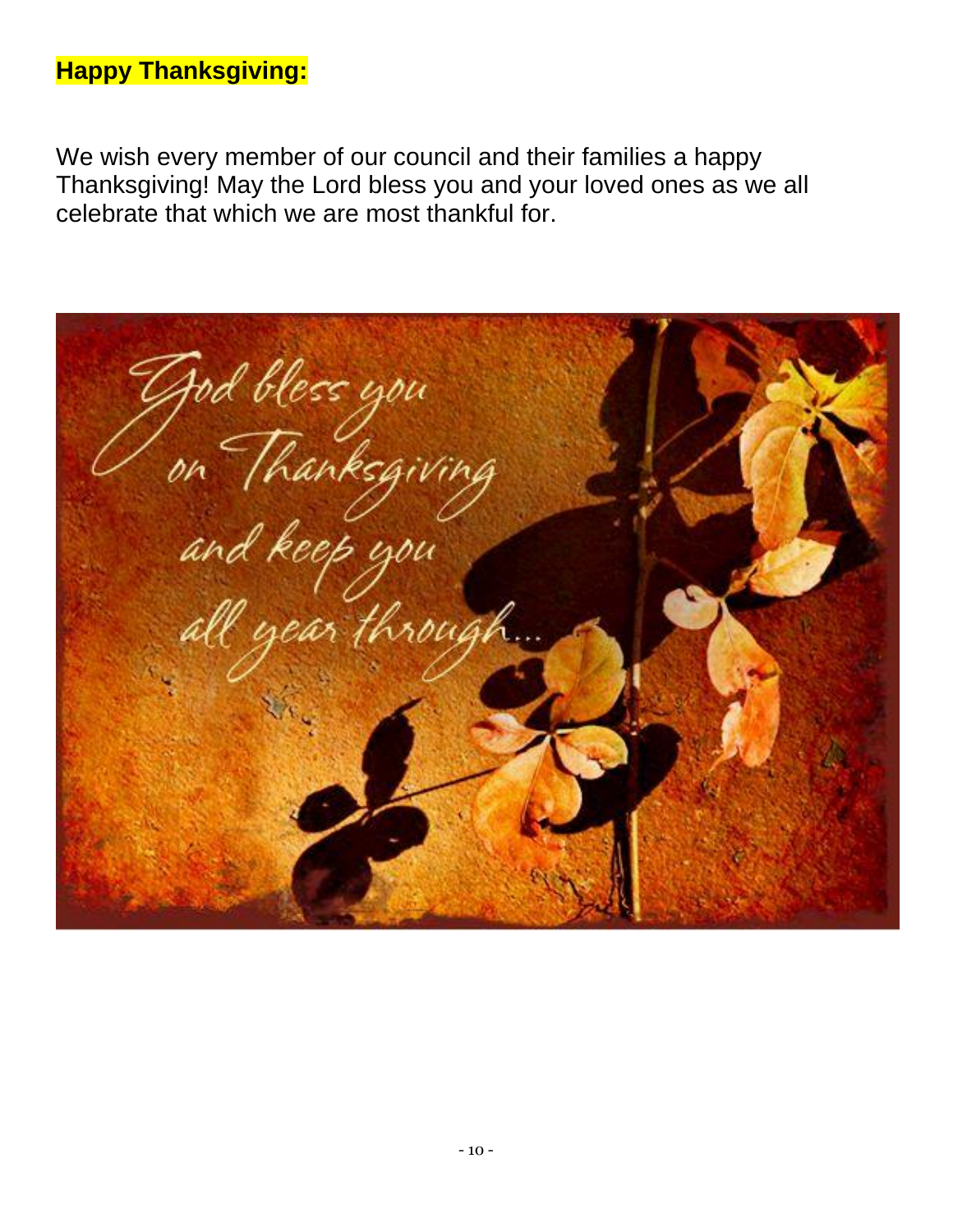**Happy Thanksgiving:**

We wish every member of our council and their families a happy Thanksgiving! May the Lord bless you and your loved ones as we all celebrate that which we are most thankful for.